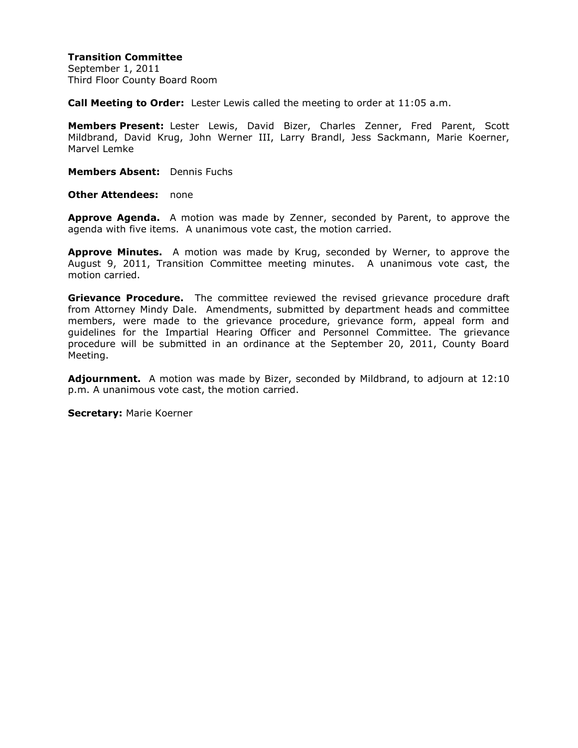**Transition Committee**
September 1, 2011
Third Floor County Board Room

**Call Meeting to Order:** Lester Lewis called the meeting to order at 11:05 a.m.

**Members Present:** Lester Lewis, David Bizer, Charles Zenner, Fred Parent, Scott Mildbrand, David Krug, John Werner III, Larry Brandl, Jess Sackmann, Marie Koerner, Marvel Lemke

**Members Absent:** Dennis Fuchs

**Other Attendees:** none

**Approve Agenda.** A motion was made by Zenner, seconded by Parent, to approve the agenda with five items. A unanimous vote cast, the motion carried.

**Approve Minutes.** A motion was made by Krug, seconded by Werner, to approve the August 9, 2011, Transition Committee meeting minutes. A unanimous vote cast, the motion carried.

**Grievance Procedure.** The committee reviewed the revised grievance procedure draft from Attorney Mindy Dale. Amendments, submitted by department heads and committee members, were made to the grievance procedure, grievance form, appeal form and guidelines for the Impartial Hearing Officer and Personnel Committee. The grievance procedure will be submitted in an ordinance at the September 20, 2011, County Board Meeting.

**Adjournment.** A motion was made by Bizer, seconded by Mildbrand, to adjourn at 12:10 p.m. A unanimous vote cast, the motion carried.

**Secretary:** Marie Koerner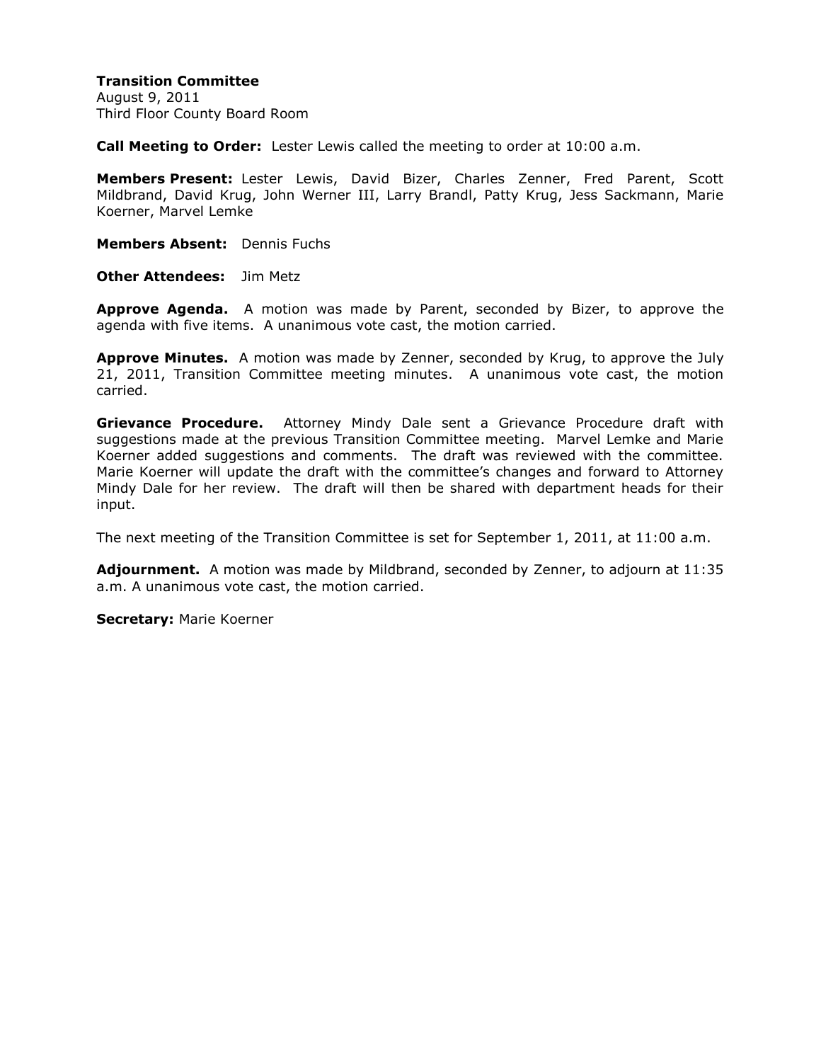**Transition Committee**
August 9, 2011
Third Floor County Board Room

**Call Meeting to Order:** Lester Lewis called the meeting to order at 10:00 a.m.

**Members Present:** Lester Lewis, David Bizer, Charles Zenner, Fred Parent, Scott Mildbrand, David Krug, John Werner III, Larry Brandl, Patty Krug, Jess Sackmann, Marie Koerner, Marvel Lemke

**Members Absent:** Dennis Fuchs

**Other Attendees:** Jim Metz

**Approve Agenda.** A motion was made by Parent, seconded by Bizer, to approve the agenda with five items. A unanimous vote cast, the motion carried.

**Approve Minutes.** A motion was made by Zenner, seconded by Krug, to approve the July 21, 2011, Transition Committee meeting minutes. A unanimous vote cast, the motion carried.

**Grievance Procedure.** Attorney Mindy Dale sent a Grievance Procedure draft with suggestions made at the previous Transition Committee meeting. Marvel Lemke and Marie Koerner added suggestions and comments. The draft was reviewed with the committee. Marie Koerner will update the draft with the committee's changes and forward to Attorney Mindy Dale for her review. The draft will then be shared with department heads for their input.

The next meeting of the Transition Committee is set for September 1, 2011, at 11:00 a.m.

**Adjournment.** A motion was made by Mildbrand, seconded by Zenner, to adjourn at 11:35 a.m. A unanimous vote cast, the motion carried.

**Secretary:** Marie Koerner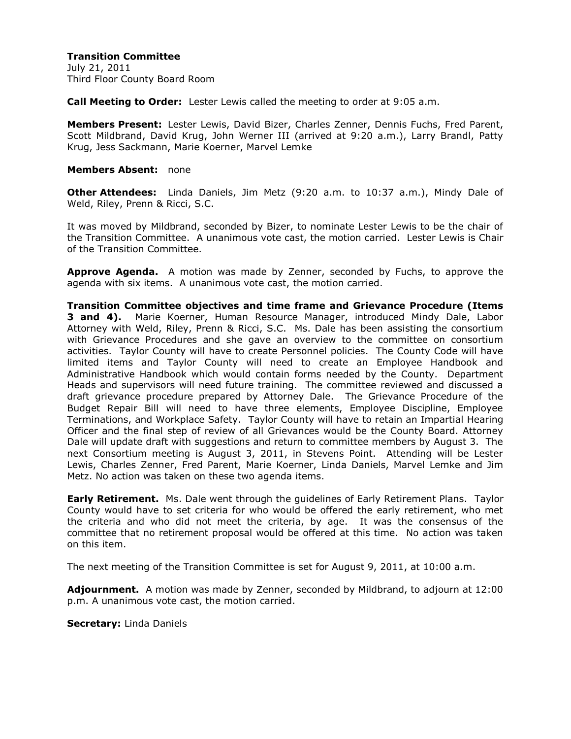**Transition Committee**
July 21, 2011
Third Floor County Board Room

**Call Meeting to Order:** Lester Lewis called the meeting to order at 9:05 a.m.

**Members Present:** Lester Lewis, David Bizer, Charles Zenner, Dennis Fuchs, Fred Parent, Scott Mildbrand, David Krug, John Werner III (arrived at 9:20 a.m.), Larry Brandl, Patty Krug, Jess Sackmann, Marie Koerner, Marvel Lemke

**Members Absent:** none

**Other Attendees:** Linda Daniels, Jim Metz (9:20 a.m. to 10:37 a.m.), Mindy Dale of Weld, Riley, Prenn & Ricci, S.C.

It was moved by Mildbrand, seconded by Bizer, to nominate Lester Lewis to be the chair of the Transition Committee. A unanimous vote cast, the motion carried. Lester Lewis is Chair of the Transition Committee.

**Approve Agenda.** A motion was made by Zenner, seconded by Fuchs, to approve the agenda with six items. A unanimous vote cast, the motion carried.

**Transition Committee objectives and time frame and Grievance Procedure (Items 3 and 4).** Marie Koerner, Human Resource Manager, introduced Mindy Dale, Labor Attorney with Weld, Riley, Prenn & Ricci, S.C. Ms. Dale has been assisting the consortium with Grievance Procedures and she gave an overview to the committee on consortium activities. Taylor County will have to create Personnel policies. The County Code will have limited items and Taylor County will need to create an Employee Handbook and Administrative Handbook which would contain forms needed by the County. Department Heads and supervisors will need future training. The committee reviewed and discussed a draft grievance procedure prepared by Attorney Dale. The Grievance Procedure of the Budget Repair Bill will need to have three elements, Employee Discipline, Employee Terminations, and Workplace Safety. Taylor County will have to retain an Impartial Hearing Officer and the final step of review of all Grievances would be the County Board. Attorney Dale will update draft with suggestions and return to committee members by August 3. The next Consortium meeting is August 3, 2011, in Stevens Point. Attending will be Lester Lewis, Charles Zenner, Fred Parent, Marie Koerner, Linda Daniels, Marvel Lemke and Jim Metz. No action was taken on these two agenda items.

**Early Retirement.** Ms. Dale went through the guidelines of Early Retirement Plans. Taylor County would have to set criteria for who would be offered the early retirement, who met the criteria and who did not meet the criteria, by age. It was the consensus of the committee that no retirement proposal would be offered at this time. No action was taken on this item.

The next meeting of the Transition Committee is set for August 9, 2011, at 10:00 a.m.

**Adjournment.** A motion was made by Zenner, seconded by Mildbrand, to adjourn at 12:00 p.m. A unanimous vote cast, the motion carried.

**Secretary:** Linda Daniels